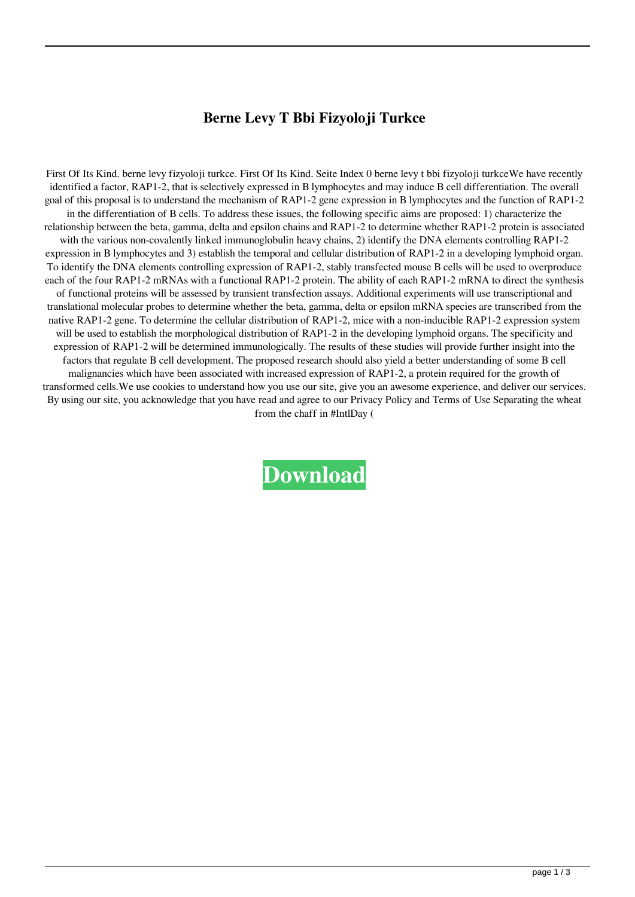# Berne Levy T Bbi Fizyoloji Turkce

First Of Its Kind. berne levy fizyoloji turkce. First Of Its Kind. Seite Index 0 berne levy t bbi fizyoloji turkceWe have recently identified a factor, RAP1-2, that is selectively expressed in B lymphocytes and may induce B cell differentiation. The overall goal of this proposal is to understand the mechanism of RAP1-2 gene expression in B lymphocytes and the function of RAP1-2 in the differentiation of B cells. To address these issues, the following specific aims are proposed: 1) characterize the relationship between the beta, gamma, delta and epsilon chains and RAP1-2 to determine whether RAP1-2 protein is associated with the various non-covalently linked immunoglobulin heavy chains, 2) identify the DNA elements controlling RAP1-2 expression in B lymphocytes and 3) establish the temporal and cellular distribution of RAP1-2 in a developing lymphoid organ. To identify the DNA elements controlling expression of RAP1-2, stably transfected mouse B cells will be used to overproduce each of the four RAP1-2 mRNAs with a functional RAP1-2 protein. The ability of each RAP1-2 mRNA to direct the synthesis of functional proteins will be assessed by transient transfection assays. Additional experiments will use transcriptional and translational molecular probes to determine whether the beta, gamma, delta or epsilon mRNA species are transcribed from the native RAP1-2 gene. To determine the cellular distribution of RAP1-2, mice with a non-inducible RAP1-2 expression system will be used to establish the morphological distribution of RAP1-2 in the developing lymphoid organs. The specificity and expression of RAP1-2 will be determined immunologically. The results of these studies will provide further insight into the factors that regulate B cell development. The proposed research should also yield a better understanding of some B cell malignancies which have been associated with increased expression of RAP1-2, a protein required for the growth of transformed cells.We use cookies to understand how you use our site, give you an awesome experience, and deliver our services. By using our site, you acknowledge that you have read and agree to our Privacy Policy and Terms of Use Separating the wheat from the chaff in #IntlDay (

**Download**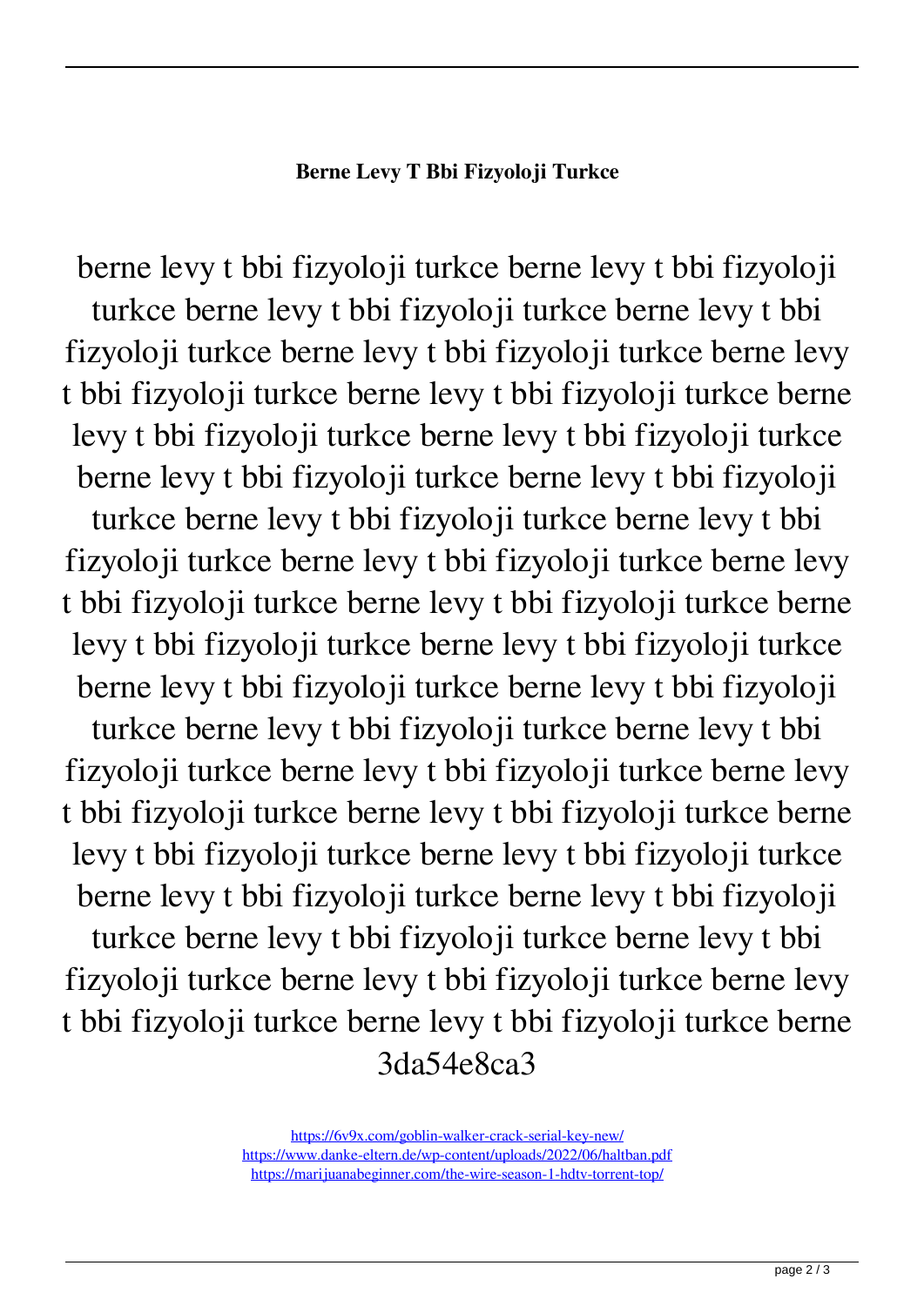**Berne Levy T Bbi Fizyoloji Turkce**

berne levy t bbi fizyoloji turkce berne levy t bbi fizyoloji turkce berne levy t bbi fizyoloji turkce berne levy t bbi fizyoloji turkce berne levy t bbi fizyoloji turkce berne levy t bbi fizyoloji turkce berne levy t bbi fizyoloji turkce berne levy t bbi fizyoloji turkce berne levy t bbi fizyoloji turkce berne levy t bbi fizyoloji turkce berne levy t bbi fizyoloji turkce berne levy t bbi fizyoloji turkce berne levy t bbi fizyoloji turkce berne levy t bbi fizyoloji turkce berne levy t bbi fizyoloji turkce berne levy t bbi fizyoloji turkce berne levy t bbi fizyoloji turkce berne levy t bbi fizyoloji turkce berne levy t bbi fizyoloji turkce berne levy t bbi fizyoloji turkce berne levy t bbi fizyoloji turkce berne levy t bbi fizyoloji turkce berne levy t bbi fizyoloji turkce berne levy t bbi fizyoloji turkce berne levy t bbi fizyoloji turkce berne levy t bbi fizyoloji turkce berne levy t bbi fizyoloji turkce berne levy t bbi fizyoloji turkce berne levy t bbi fizyoloji turkce berne levy t bbi fizyoloji turkce berne 3da54e8ca3

https://6v9x.com/goblin-walker-crack-serial-key-new/
https://www.danke-eltern.de/wp-content/uploads/2022/06/haltban.pdf
https://marijuanabeginner.com/the-wire-season-1-hdtv-torrent-top/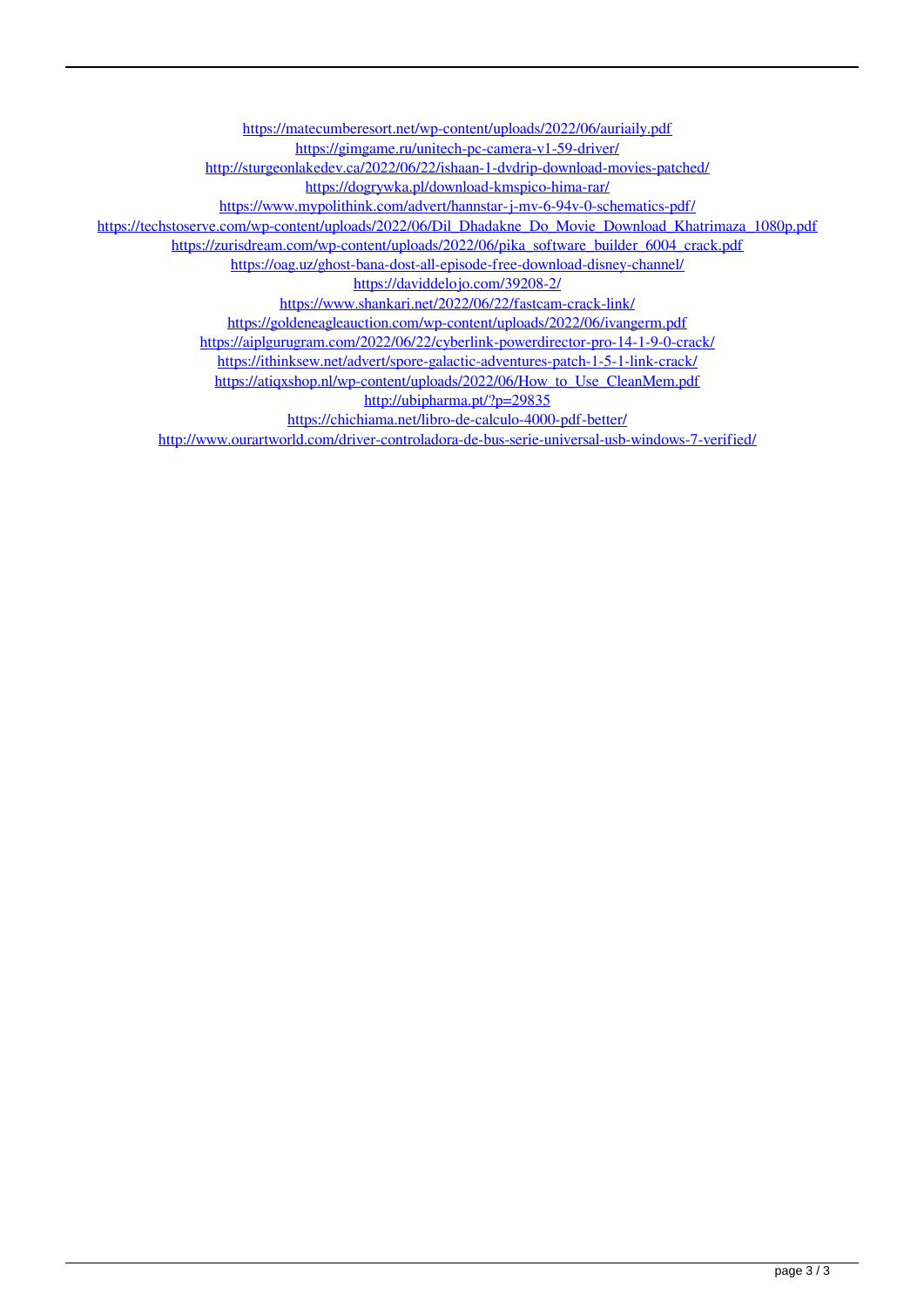https://matecumberesort.net/wp-content/uploads/2022/06/auriaily.pdf
https://gimgame.ru/unitech-pc-camera-v1-59-driver/
http://sturgeonlakedev.ca/2022/06/22/ishaan-1-dvdrip-download-movies-patched/
https://dogrywka.pl/download-kmspico-hima-rar/
https://www.mypolithink.com/advert/hannstar-j-mv-6-94v-0-schematics-pdf/
https://techstoserve.com/wp-content/uploads/2022/06/Dil_Dhadakne_Do_Movie_Download_Khatrimaza_1080p.pdf
https://zurisdream.com/wp-content/uploads/2022/06/pika_software_builder_6004_crack.pdf
https://oag.uz/ghost-bana-dost-all-episode-free-download-disney-channel/
https://daviddelojo.com/39208-2/
https://www.shankari.net/2022/06/22/fastcam-crack-link/
https://goldeneagleauction.com/wp-content/uploads/2022/06/ivangerm.pdf
https://aiplgurugram.com/2022/06/22/cyberlink-powerdirector-pro-14-1-9-0-crack/
https://ithinksew.net/advert/spore-galactic-adventures-patch-1-5-1-link-crack/
https://atiqxshop.nl/wp-content/uploads/2022/06/How_to_Use_CleanMem.pdf
http://ubipharma.pt/?p=29835
https://chichiama.net/libro-de-calculo-4000-pdf-better/
http://www.ourartworld.com/driver-controladora-de-bus-serie-universal-usb-windows-7-verified/